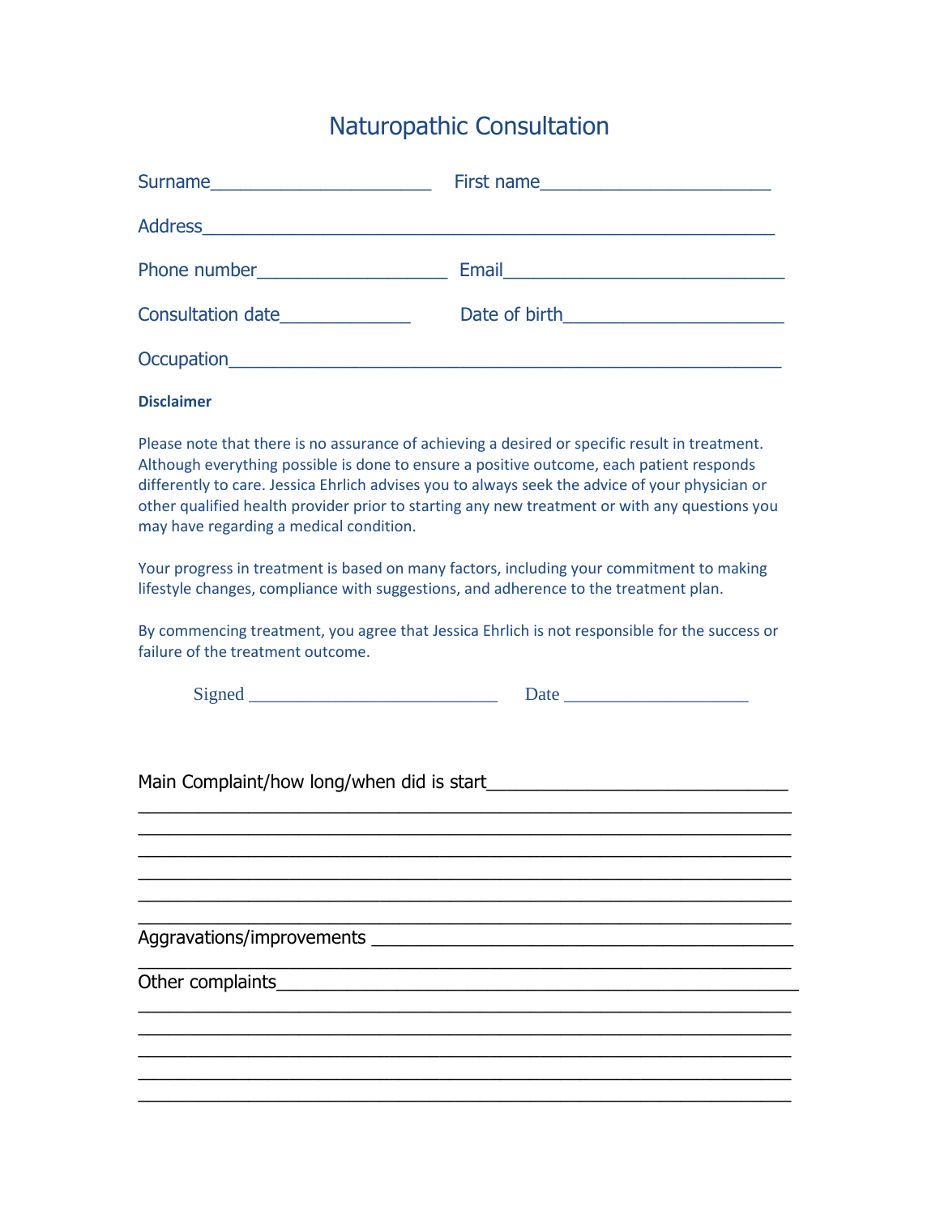# Naturopathic Consultation

Surname______________________ First name______________________

Address_________________________________________________________

Phone number___________________ Email____________________________

Consultation date_____________ Date of birth______________________

Occupation______________________________________________________

**Disclaimer**

Please note that there is no assurance of achieving a desired or specific result in treatment. Although everything possible is done to ensure a positive outcome, each patient responds differently to care. Jessica Ehrlich advises you to always seek the advice of your physician or other qualified health provider prior to starting any new treatment or with any questions you may have regarding a medical condition.

Your progress in treatment is based on many factors, including your commitment to making lifestyle changes, compliance with suggestions, and adherence to the treatment plan.

By commencing treatment, you agree that Jessica Ehrlich is not responsible for the success or failure of the treatment outcome.

Signed ___________________________ Date ____________________

Main Complaint/how long/when did is start______________________________

_________________________________________________________________

_________________________________________________________________

_________________________________________________________________

_________________________________________________________________

_________________________________________________________________

_________________________________________________________________

Aggravations/improvements _____________________________________________

_________________________________________________________________

Other complaints__________________________________________________

_________________________________________________________________

_________________________________________________________________

_________________________________________________________________

_________________________________________________________________

_________________________________________________________________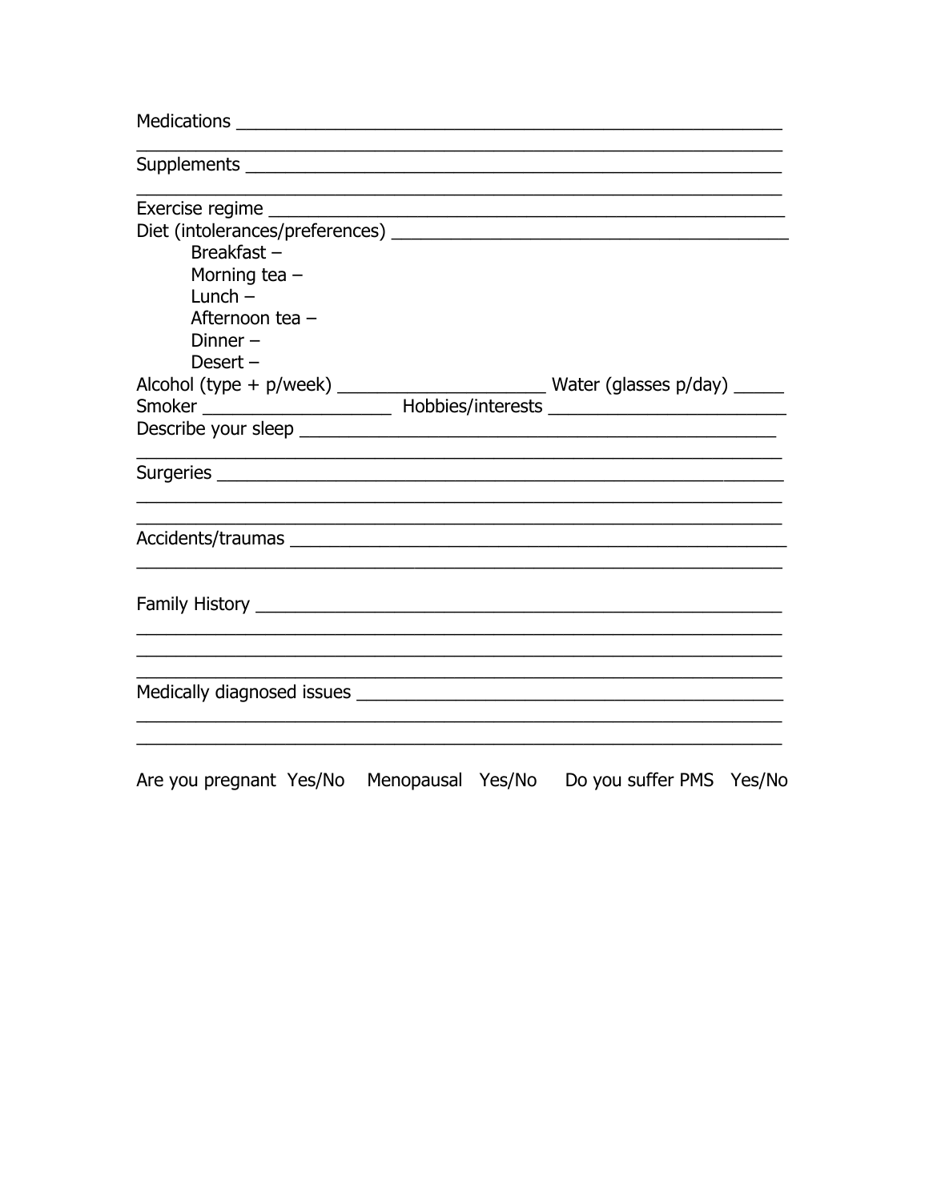Medications ____________________________________________________________
______________________________________________________________________

Supplements ____________________________________________________________
______________________________________________________________________

Exercise regime _________________________________________________________

Diet (intolerances/preferences) ____________________________________________

- Breakfast –
- Morning tea –
- Lunch –
- Afternoon tea –
- Dinner –
- Desert –

Alcohol (type + p/week) _______________________ Water (glasses p/day) ______

Smoker ____________________ Hobbies/interests _________________________

Describe your sleep ______________________________________________________
______________________________________________________________________

Surgeries ______________________________________________________________
______________________________________________________________________
______________________________________________________________________

Accidents/traumas ______________________________________________________
______________________________________________________________________

Family History _________________________________________________________
______________________________________________________________________
______________________________________________________________________
______________________________________________________________________

Medically diagnosed issues _______________________________________________
______________________________________________________________________
______________________________________________________________________

Are you pregnant Yes/No Menopausal Yes/No Do you suffer PMS Yes/No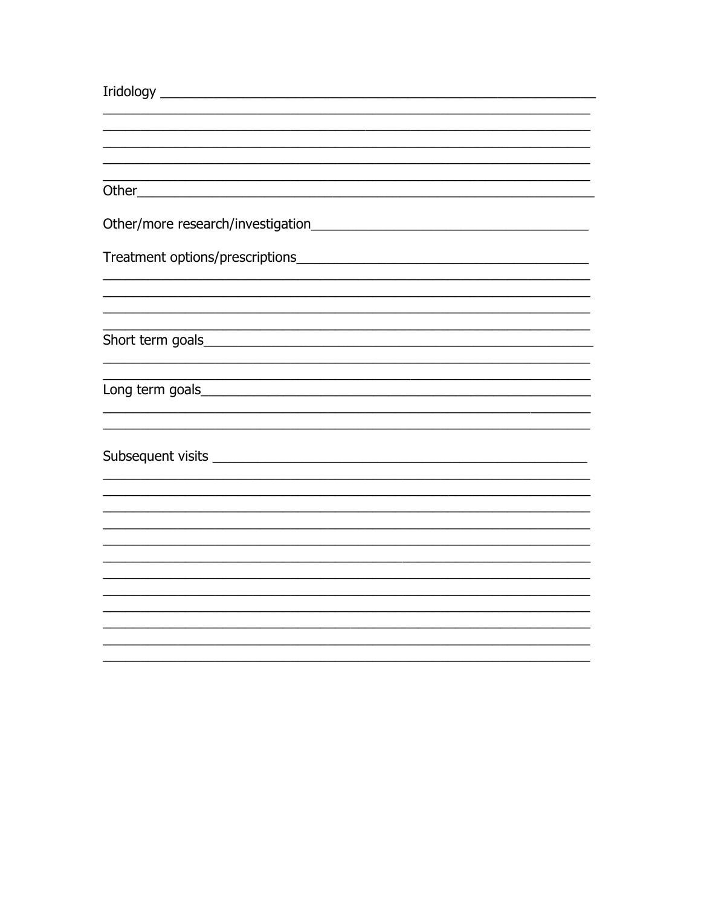Iridology ____________________________________________________________
______________________________________________________________________
______________________________________________________________________
______________________________________________________________________
______________________________________________________________________
______________________________________________________________________

Other_________________________________________________________________

Other/more research/investigation______________________________________

Treatment options/prescriptions_______________________________________
______________________________________________________________________
______________________________________________________________________
______________________________________________________________________
______________________________________________________________________

Short term goals______________________________________________________
______________________________________________________________________
______________________________________________________________________

Long term goals_______________________________________________________
______________________________________________________________________
______________________________________________________________________

Subsequent visits _____________________________________________________
______________________________________________________________________
______________________________________________________________________
______________________________________________________________________
______________________________________________________________________
______________________________________________________________________
______________________________________________________________________
______________________________________________________________________
______________________________________________________________________
______________________________________________________________________
______________________________________________________________________
______________________________________________________________________